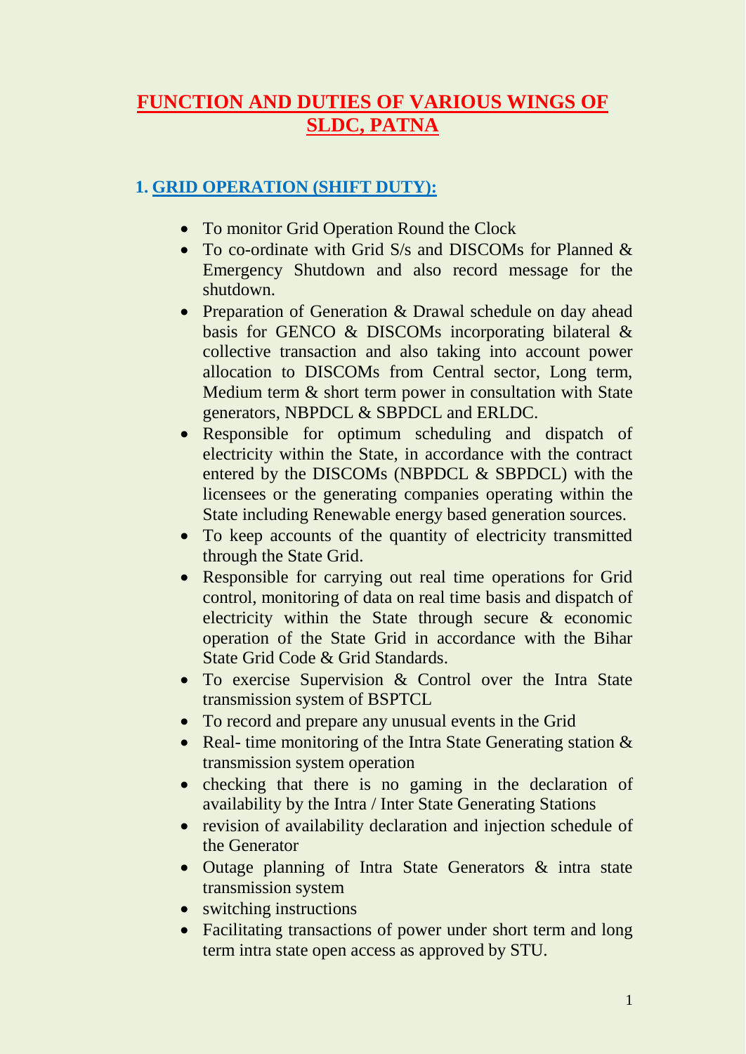# FUNCTION AND DUTIES OF VARIOUS WINGS OF SLDC, PATNA

## 1. GRID OPERATION (SHIFT DUTY):

- To monitor Grid Operation Round the Clock
- To co-ordinate with Grid S/s and DISCOMs for Planned & Emergency Shutdown and also record message for the shutdown.
- Preparation of Generation & Drawal schedule on day ahead basis for GENCO & DISCOMs incorporating bilateral & collective transaction and also taking into account power allocation to DISCOMs from Central sector, Long term, Medium term & short term power in consultation with State generators, NBPDCL & SBPDCL and ERLDC.
- Responsible for optimum scheduling and dispatch of electricity within the State, in accordance with the contract entered by the DISCOMs (NBPDCL & SBPDCL) with the licensees or the generating companies operating within the State including Renewable energy based generation sources.
- To keep accounts of the quantity of electricity transmitted through the State Grid.
- Responsible for carrying out real time operations for Grid control, monitoring of data on real time basis and dispatch of electricity within the State through secure & economic operation of the State Grid in accordance with the Bihar State Grid Code & Grid Standards.
- To exercise Supervision & Control over the Intra State transmission system of BSPTCL
- To record and prepare any unusual events in the Grid
- Real- time monitoring of the Intra State Generating station & transmission system operation
- checking that there is no gaming in the declaration of availability by the Intra / Inter State Generating Stations
- revision of availability declaration and injection schedule of the Generator
- Outage planning of Intra State Generators & intra state transmission system
- switching instructions
- Facilitating transactions of power under short term and long term intra state open access as approved by STU.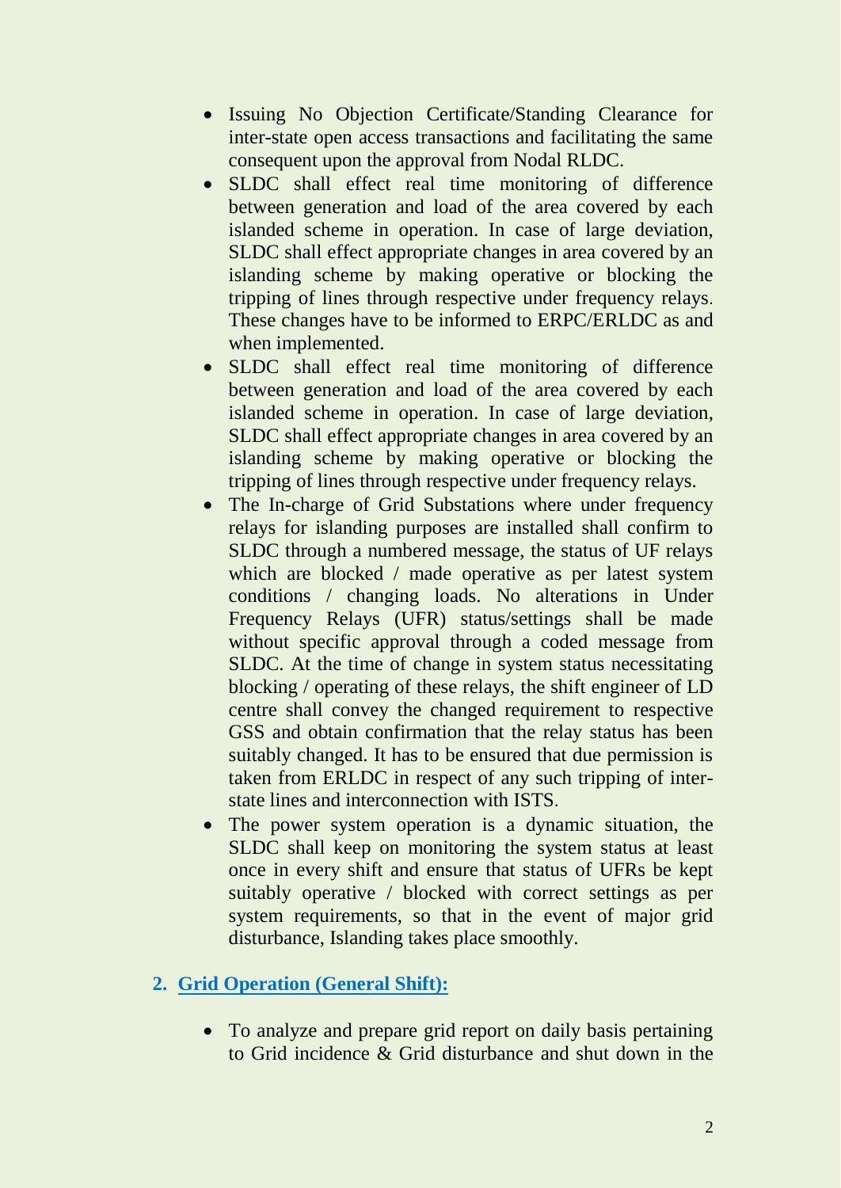- Issuing No Objection Certificate/Standing Clearance for inter-state open access transactions and facilitating the same consequent upon the approval from Nodal RLDC.
- SLDC shall effect real time monitoring of difference between generation and load of the area covered by each islanded scheme in operation. In case of large deviation, SLDC shall effect appropriate changes in area covered by an islanding scheme by making operative or blocking the tripping of lines through respective under frequency relays. These changes have to be informed to ERPC/ERLDC as and when implemented.
- SLDC shall effect real time monitoring of difference between generation and load of the area covered by each islanded scheme in operation. In case of large deviation, SLDC shall effect appropriate changes in area covered by an islanding scheme by making operative or blocking the tripping of lines through respective under frequency relays.
- The In-charge of Grid Substations where under frequency relays for islanding purposes are installed shall confirm to SLDC through a numbered message, the status of UF relays which are blocked / made operative as per latest system conditions / changing loads. No alterations in Under Frequency Relays (UFR) status/settings shall be made without specific approval through a coded message from SLDC. At the time of change in system status necessitating blocking / operating of these relays, the shift engineer of LD centre shall convey the changed requirement to respective GSS and obtain confirmation that the relay status has been suitably changed. It has to be ensured that due permission is taken from ERLDC in respect of any such tripping of inter-state lines and interconnection with ISTS.
- The power system operation is a dynamic situation, the SLDC shall keep on monitoring the system status at least once in every shift and ensure that status of UFRs be kept suitably operative / blocked with correct settings as per system requirements, so that in the event of major grid disturbance, Islanding takes place smoothly.

## 2. Grid Operation (General Shift):

- To analyze and prepare grid report on daily basis pertaining to Grid incidence & Grid disturbance and shut down in the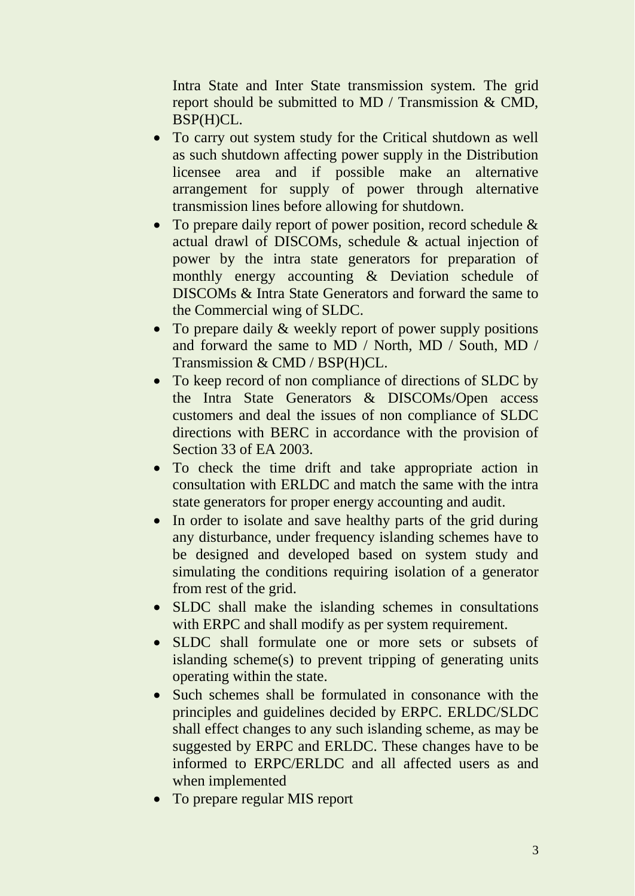Intra State and Inter State transmission system. The grid report should be submitted to MD / Transmission & CMD, BSP(H)CL.

- To carry out system study for the Critical shutdown as well as such shutdown affecting power supply in the Distribution licensee area and if possible make an alternative arrangement for supply of power through alternative transmission lines before allowing for shutdown.
- To prepare daily report of power position, record schedule & actual drawl of DISCOMs, schedule & actual injection of power by the intra state generators for preparation of monthly energy accounting & Deviation schedule of DISCOMs & Intra State Generators and forward the same to the Commercial wing of SLDC.
- To prepare daily & weekly report of power supply positions and forward the same to MD / North, MD / South, MD / Transmission & CMD / BSP(H)CL.
- To keep record of non compliance of directions of SLDC by the Intra State Generators & DISCOMs/Open access customers and deal the issues of non compliance of SLDC directions with BERC in accordance with the provision of Section 33 of EA 2003.
- To check the time drift and take appropriate action in consultation with ERLDC and match the same with the intra state generators for proper energy accounting and audit.
- In order to isolate and save healthy parts of the grid during any disturbance, under frequency islanding schemes have to be designed and developed based on system study and simulating the conditions requiring isolation of a generator from rest of the grid.
- SLDC shall make the islanding schemes in consultations with ERPC and shall modify as per system requirement.
- SLDC shall formulate one or more sets or subsets of islanding scheme(s) to prevent tripping of generating units operating within the state.
- Such schemes shall be formulated in consonance with the principles and guidelines decided by ERPC. ERLDC/SLDC shall effect changes to any such islanding scheme, as may be suggested by ERPC and ERLDC. These changes have to be informed to ERPC/ERLDC and all affected users as and when implemented
- To prepare regular MIS report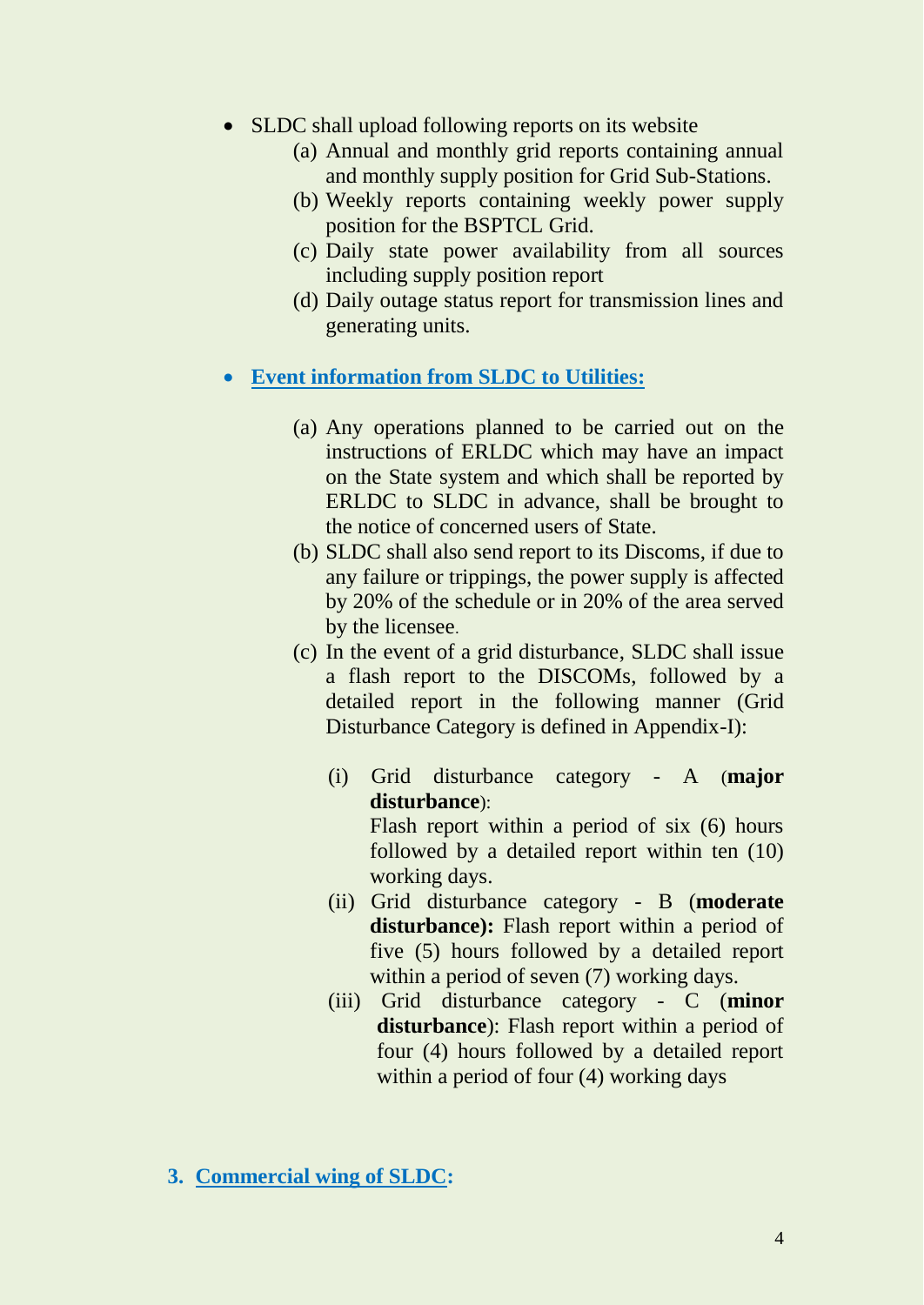- SLDC shall upload following reports on its website
  - (a) Annual and monthly grid reports containing annual and monthly supply position for Grid Sub-Stations.
  - (b) Weekly reports containing weekly power supply position for the BSPTCL Grid.
  - (c) Daily state power availability from all sources including supply position report
  - (d) Daily outage status report for transmission lines and generating units.

- **Event information from SLDC to Utilities:**

  - (a) Any operations planned to be carried out on the instructions of ERLDC which may have an impact on the State system and which shall be reported by ERLDC to SLDC in advance, shall be brought to the notice of concerned users of State.
  - (b) SLDC shall also send report to its Discoms, if due to any failure or trippings, the power supply is affected by 20% of the schedule or in 20% of the area served by the licensee.
  - (c) In the event of a grid disturbance, SLDC shall issue a flash report to the DISCOMs, followed by a detailed report in the following manner (Grid Disturbance Category is defined in Appendix-I):

    - (i) Grid disturbance category - A (**major disturbance**):
      Flash report within a period of six (6) hours followed by a detailed report within ten (10) working days.
    - (ii) Grid disturbance category - B (**moderate disturbance):** Flash report within a period of five (5) hours followed by a detailed report within a period of seven (7) working days.
    - (iii) Grid disturbance category - C (**minor disturbance**): Flash report within a period of four (4) hours followed by a detailed report within a period of four (4) working days

## 3. Commercial wing of SLDC: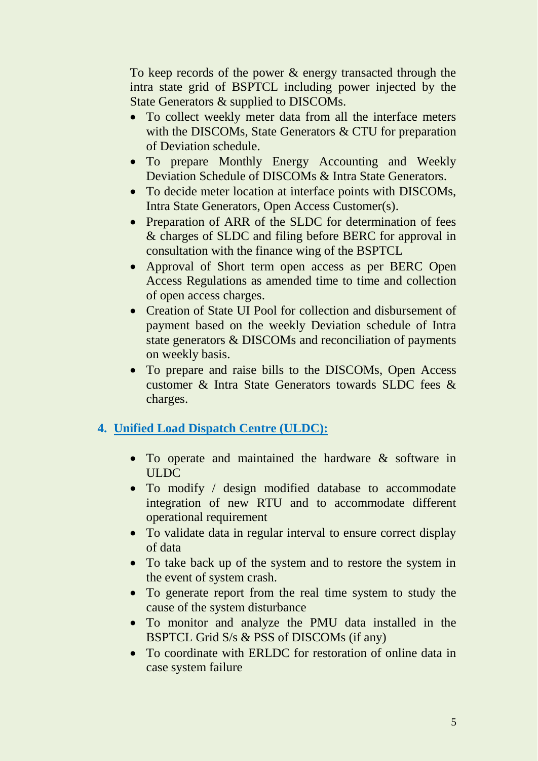To keep records of the power & energy transacted through the intra state grid of BSPTCL including power injected by the State Generators & supplied to DISCOMs.

- To collect weekly meter data from all the interface meters with the DISCOMs, State Generators & CTU for preparation of Deviation schedule.
- To prepare Monthly Energy Accounting and Weekly Deviation Schedule of DISCOMs & Intra State Generators.
- To decide meter location at interface points with DISCOMs, Intra State Generators, Open Access Customer(s).
- Preparation of ARR of the SLDC for determination of fees & charges of SLDC and filing before BERC for approval in consultation with the finance wing of the BSPTCL
- Approval of Short term open access as per BERC Open Access Regulations as amended time to time and collection of open access charges.
- Creation of State UI Pool for collection and disbursement of payment based on the weekly Deviation schedule of Intra state generators & DISCOMs and reconciliation of payments on weekly basis.
- To prepare and raise bills to the DISCOMs, Open Access customer & Intra State Generators towards SLDC fees & charges.

## 4. Unified Load Dispatch Centre (ULDC):

- To operate and maintained the hardware & software in ULDC
- To modify / design modified database to accommodate integration of new RTU and to accommodate different operational requirement
- To validate data in regular interval to ensure correct display of data
- To take back up of the system and to restore the system in the event of system crash.
- To generate report from the real time system to study the cause of the system disturbance
- To monitor and analyze the PMU data installed in the BSPTCL Grid S/s & PSS of DISCOMs (if any)
- To coordinate with ERLDC for restoration of online data in case system failure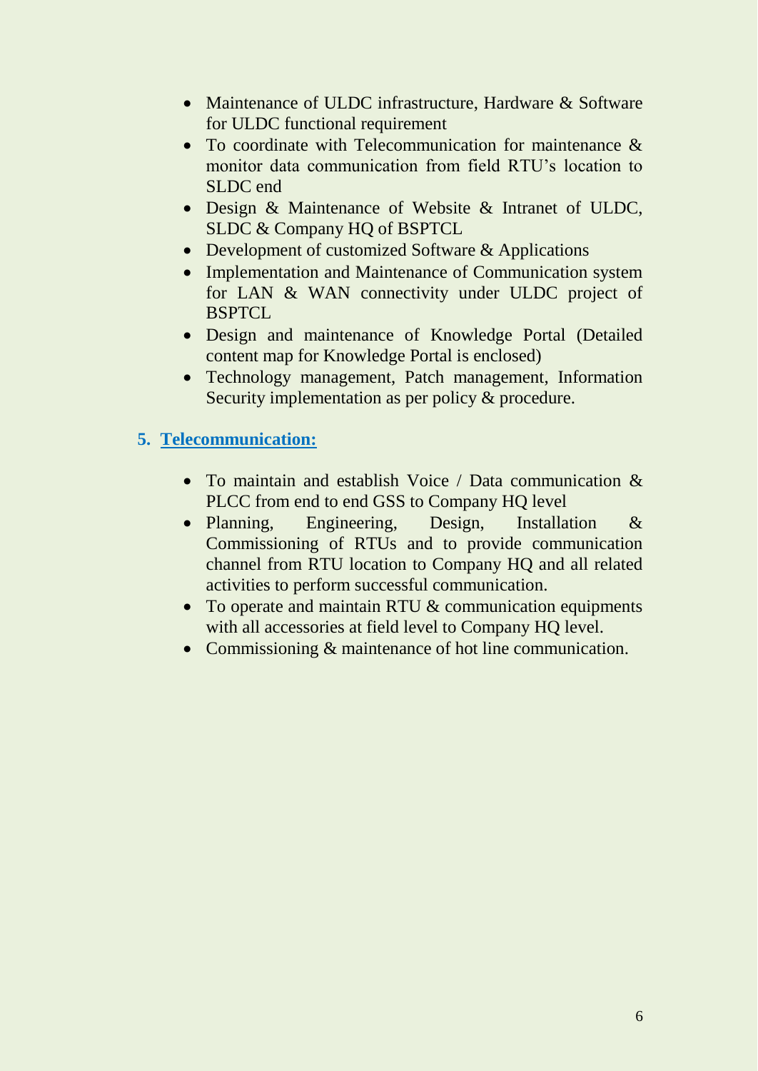- Maintenance of ULDC infrastructure, Hardware & Software for ULDC functional requirement
- To coordinate with Telecommunication for maintenance & monitor data communication from field RTU's location to SLDC end
- Design & Maintenance of Website & Intranet of ULDC, SLDC & Company HQ of BSPTCL
- Development of customized Software & Applications
- Implementation and Maintenance of Communication system for LAN & WAN connectivity under ULDC project of BSPTCL
- Design and maintenance of Knowledge Portal (Detailed content map for Knowledge Portal is enclosed)
- Technology management, Patch management, Information Security implementation as per policy & procedure.

## 5. Telecommunication:

- To maintain and establish Voice / Data communication & PLCC from end to end GSS to Company HQ level
- Planning, Engineering, Design, Installation & Commissioning of RTUs and to provide communication channel from RTU location to Company HQ and all related activities to perform successful communication.
- To operate and maintain RTU & communication equipments with all accessories at field level to Company HQ level.
- Commissioning & maintenance of hot line communication.